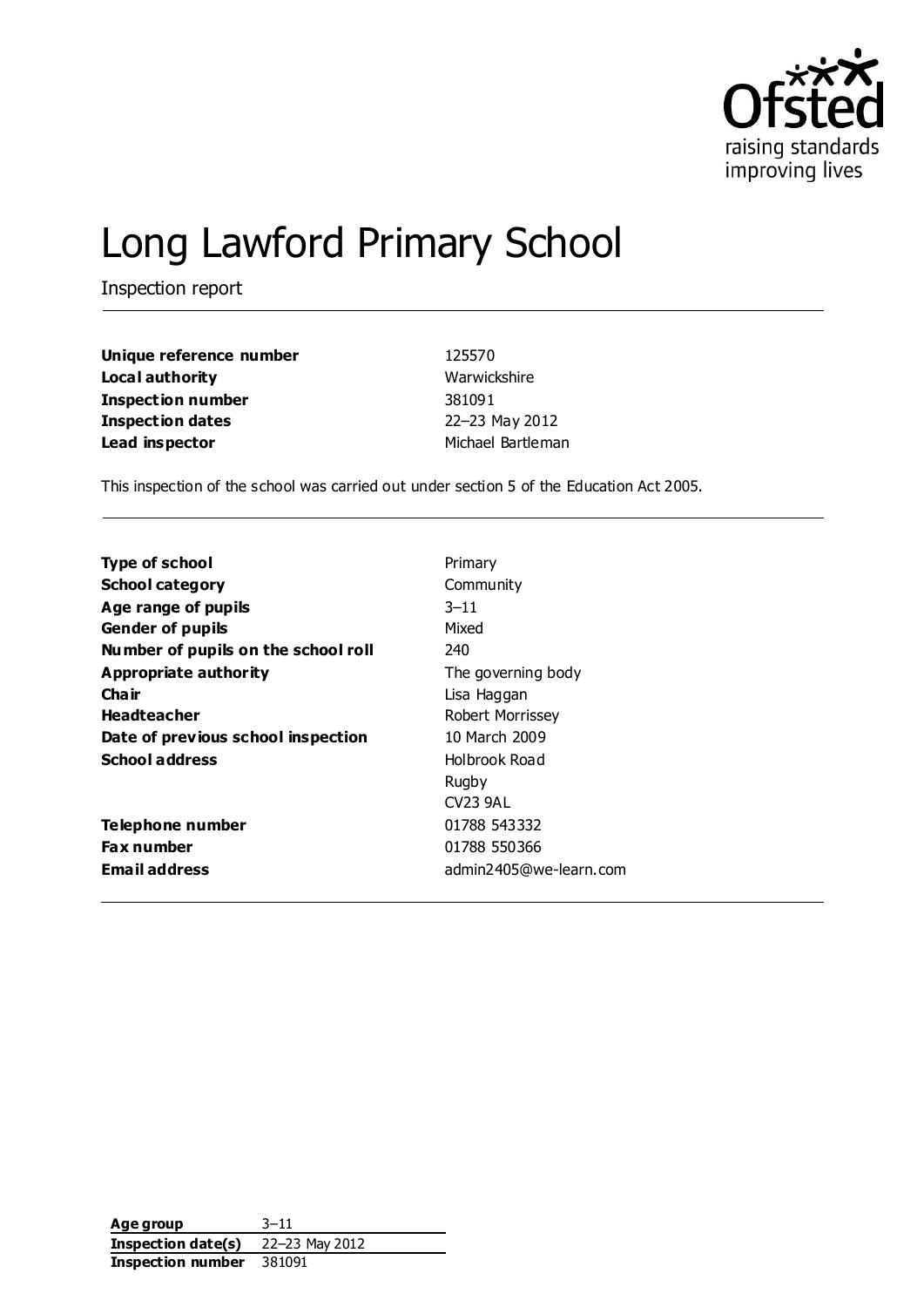# Long Lawford Primary School

Inspection report

| | |
|---|---|
| **Unique reference number** | 125570 |
| **Local authority** | Warwickshire |
| **Inspection number** | 381091 |
| **Inspection dates** | 22–23 May 2012 |
| **Lead inspector** | Michael Bartleman |

This inspection of the school was carried out under section 5 of the Education Act 2005.

| | |
|---|---|
| **Type of school** | Primary |
| **School category** | Community |
| **Age range of pupils** | 3–11 |
| **Gender of pupils** | Mixed |
| **Number of pupils on the school roll** | 240 |
| **Appropriate authority** | The governing body |
| **Chair** | Lisa Haggan |
| **Headteacher** | Robert Morrissey |
| **Date of previous school inspection** | 10 March 2009 |
| **School address** | Holbrook Road<br>Rugby<br>CV23 9AL |
| **Telephone number** | 01788 543332 |
| **Fax number** | 01788 550366 |
| **Email address** | admin2405@we-learn.com |

| | |
|---|---|
| **Age group** | 3–11 |
| **Inspection date(s)** | 22–23 May 2012 |
| **Inspection number** | 381091 |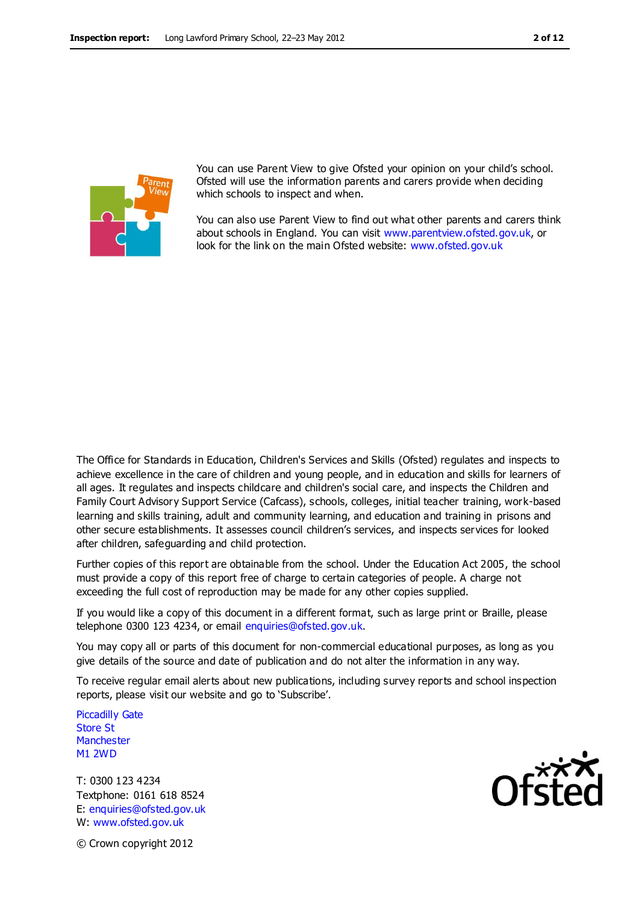You can use Parent View to give Ofsted your opinion on your child's school. Ofsted will use the information parents and carers provide when deciding which schools to inspect and when.

You can also use Parent View to find out what other parents and carers think about schools in England. You can visit www.parentview.ofsted.gov.uk, or look for the link on the main Ofsted website: www.ofsted.gov.uk

The Office for Standards in Education, Children's Services and Skills (Ofsted) regulates and inspects to achieve excellence in the care of children and young people, and in education and skills for learners of all ages. It regulates and inspects childcare and children's social care, and inspects the Children and Family Court Advisory Support Service (Cafcass), schools, colleges, initial teacher training, work-based learning and skills training, adult and community learning, and education and training in prisons and other secure establishments. It assesses council children's services, and inspects services for looked after children, safeguarding and child protection.

Further copies of this report are obtainable from the school. Under the Education Act 2005, the school must provide a copy of this report free of charge to certain categories of people. A charge not exceeding the full cost of reproduction may be made for any other copies supplied.

If you would like a copy of this document in a different format, such as large print or Braille, please telephone 0300 123 4234, or email enquiries@ofsted.gov.uk.

You may copy all or parts of this document for non-commercial educational purposes, as long as you give details of the source and date of publication and do not alter the information in any way.

To receive regular email alerts about new publications, including survey reports and school inspection reports, please visit our website and go to 'Subscribe'.

Piccadilly Gate
Store St
Manchester
M1 2WD

T: 0300 123 4234
Textphone: 0161 618 8524
E: enquiries@ofsted.gov.uk
W: www.ofsted.gov.uk

© Crown copyright 2012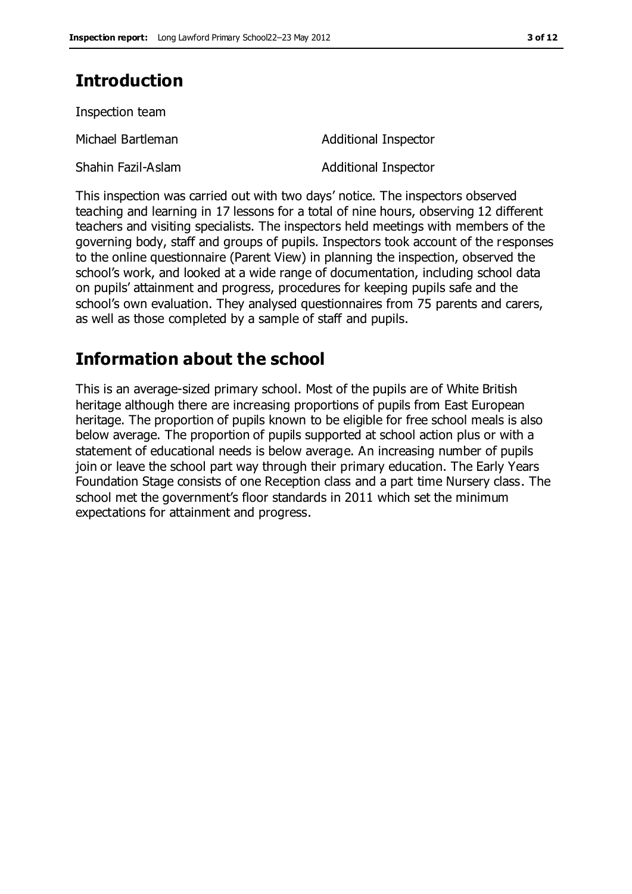## Introduction

Inspection team

| | |
|---|---|
| Michael Bartleman | Additional Inspector |
| Shahin Fazil-Aslam | Additional Inspector |

This inspection was carried out with two days' notice. The inspectors observed teaching and learning in 17 lessons for a total of nine hours, observing 12 different teachers and visiting specialists. The inspectors held meetings with members of the governing body, staff and groups of pupils. Inspectors took account of the responses to the online questionnaire (Parent View) in planning the inspection, observed the school's work, and looked at a wide range of documentation, including school data on pupils' attainment and progress, procedures for keeping pupils safe and the school's own evaluation. They analysed questionnaires from 75 parents and carers, as well as those completed by a sample of staff and pupils.

## Information about the school

This is an average-sized primary school. Most of the pupils are of White British heritage although there are increasing proportions of pupils from East European heritage. The proportion of pupils known to be eligible for free school meals is also below average. The proportion of pupils supported at school action plus or with a statement of educational needs is below average. An increasing number of pupils join or leave the school part way through their primary education. The Early Years Foundation Stage consists of one Reception class and a part time Nursery class. The school met the government's floor standards in 2011 which set the minimum expectations for attainment and progress.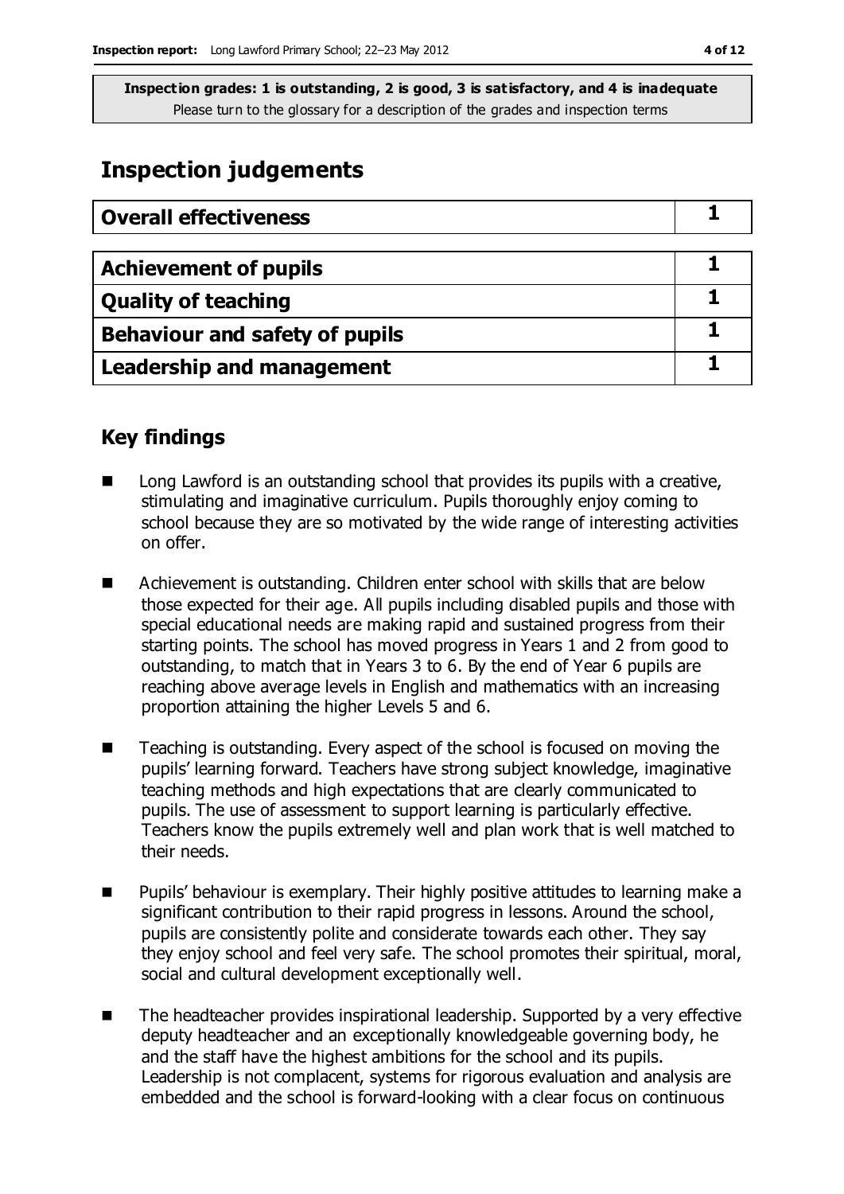**Inspection grades: 1 is outstanding, 2 is good, 3 is satisfactory, and 4 is inadequate**
Please turn to the glossary for a description of the grades and inspection terms

## Inspection judgements

| Overall effectiveness | 1 |
|---|---|

| Achievement of pupils | 1 |
|---|---|
| Quality of teaching | 1 |
| Behaviour and safety of pupils | 1 |
| Leadership and management | 1 |

### Key findings

- Long Lawford is an outstanding school that provides its pupils with a creative, stimulating and imaginative curriculum. Pupils thoroughly enjoy coming to school because they are so motivated by the wide range of interesting activities on offer.
- Achievement is outstanding. Children enter school with skills that are below those expected for their age. All pupils including disabled pupils and those with special educational needs are making rapid and sustained progress from their starting points. The school has moved progress in Years 1 and 2 from good to outstanding, to match that in Years 3 to 6. By the end of Year 6 pupils are reaching above average levels in English and mathematics with an increasing proportion attaining the higher Levels 5 and 6.
- Teaching is outstanding. Every aspect of the school is focused on moving the pupils' learning forward. Teachers have strong subject knowledge, imaginative teaching methods and high expectations that are clearly communicated to pupils. The use of assessment to support learning is particularly effective. Teachers know the pupils extremely well and plan work that is well matched to their needs.
- Pupils' behaviour is exemplary. Their highly positive attitudes to learning make a significant contribution to their rapid progress in lessons. Around the school, pupils are consistently polite and considerate towards each other. They say they enjoy school and feel very safe. The school promotes their spiritual, moral, social and cultural development exceptionally well.
- The headteacher provides inspirational leadership. Supported by a very effective deputy headteacher and an exceptionally knowledgeable governing body, he and the staff have the highest ambitions for the school and its pupils. Leadership is not complacent, systems for rigorous evaluation and analysis are embedded and the school is forward-looking with a clear focus on continuous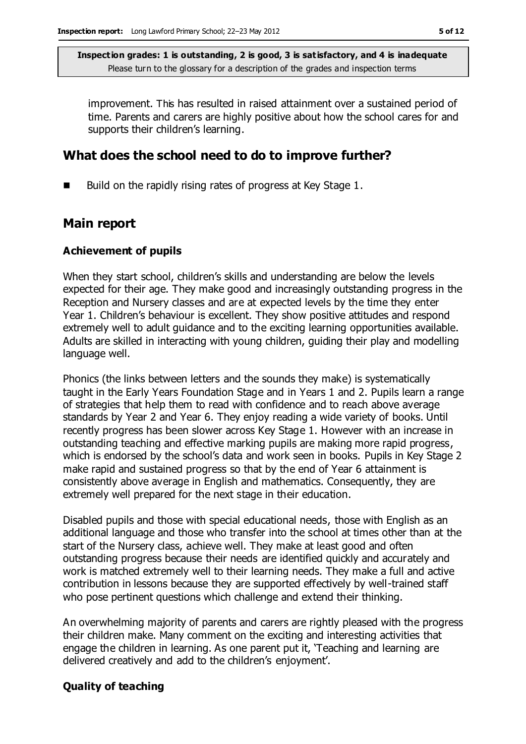**Inspection grades: 1 is outstanding, 2 is good, 3 is satisfactory, and 4 is inadequate**
Please turn to the glossary for a description of the grades and inspection terms

improvement. This has resulted in raised attainment over a sustained period of time. Parents and carers are highly positive about how the school cares for and supports their children's learning.

## What does the school need to do to improve further?

- Build on the rapidly rising rates of progress at Key Stage 1.

## Main report

### Achievement of pupils

When they start school, children's skills and understanding are below the levels expected for their age. They make good and increasingly outstanding progress in the Reception and Nursery classes and are at expected levels by the time they enter Year 1. Children's behaviour is excellent. They show positive attitudes and respond extremely well to adult guidance and to the exciting learning opportunities available. Adults are skilled in interacting with young children, guiding their play and modelling language well.

Phonics (the links between letters and the sounds they make) is systematically taught in the Early Years Foundation Stage and in Years 1 and 2. Pupils learn a range of strategies that help them to read with confidence and to reach above average standards by Year 2 and Year 6. They enjoy reading a wide variety of books. Until recently progress has been slower across Key Stage 1. However with an increase in outstanding teaching and effective marking pupils are making more rapid progress, which is endorsed by the school's data and work seen in books. Pupils in Key Stage 2 make rapid and sustained progress so that by the end of Year 6 attainment is consistently above average in English and mathematics. Consequently, they are extremely well prepared for the next stage in their education.

Disabled pupils and those with special educational needs, those with English as an additional language and those who transfer into the school at times other than at the start of the Nursery class, achieve well. They make at least good and often outstanding progress because their needs are identified quickly and accurately and work is matched extremely well to their learning needs. They make a full and active contribution in lessons because they are supported effectively by well-trained staff who pose pertinent questions which challenge and extend their thinking.

An overwhelming majority of parents and carers are rightly pleased with the progress their children make. Many comment on the exciting and interesting activities that engage the children in learning. As one parent put it, 'Teaching and learning are delivered creatively and add to the children's enjoyment'.

### Quality of teaching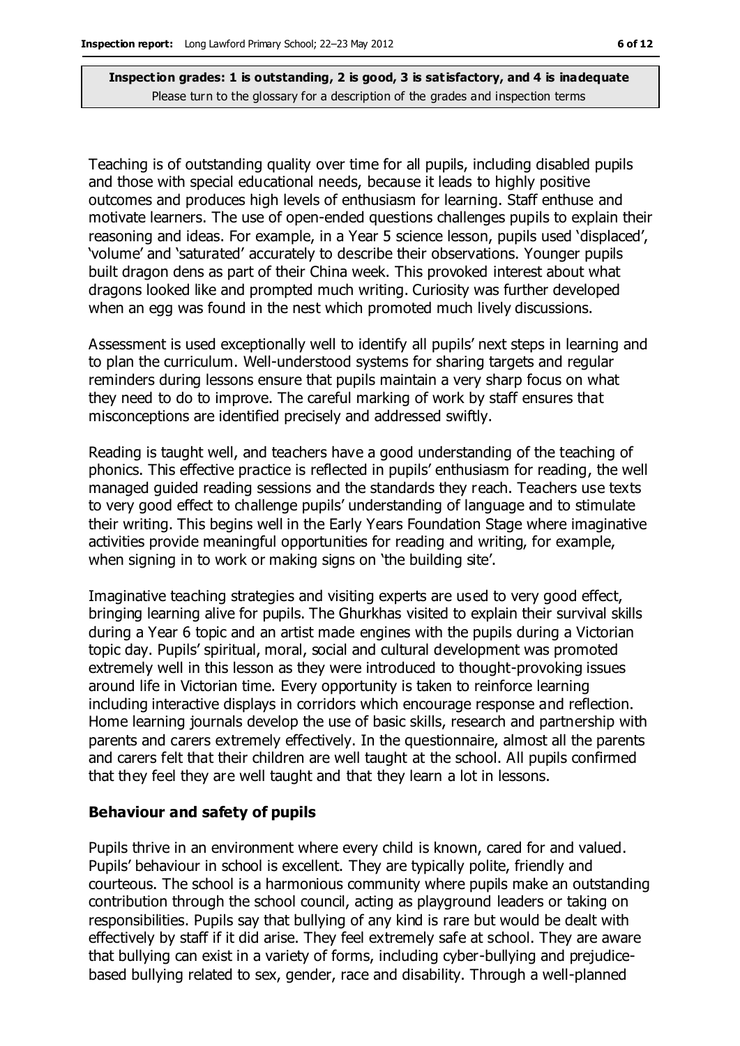**Inspection grades: 1 is outstanding, 2 is good, 3 is satisfactory, and 4 is inadequate**
Please turn to the glossary for a description of the grades and inspection terms

Teaching is of outstanding quality over time for all pupils, including disabled pupils and those with special educational needs, because it leads to highly positive outcomes and produces high levels of enthusiasm for learning. Staff enthuse and motivate learners. The use of open-ended questions challenges pupils to explain their reasoning and ideas. For example, in a Year 5 science lesson, pupils used 'displaced', 'volume' and 'saturated' accurately to describe their observations. Younger pupils built dragon dens as part of their China week. This provoked interest about what dragons looked like and prompted much writing. Curiosity was further developed when an egg was found in the nest which promoted much lively discussions.

Assessment is used exceptionally well to identify all pupils' next steps in learning and to plan the curriculum. Well-understood systems for sharing targets and regular reminders during lessons ensure that pupils maintain a very sharp focus on what they need to do to improve. The careful marking of work by staff ensures that misconceptions are identified precisely and addressed swiftly.

Reading is taught well, and teachers have a good understanding of the teaching of phonics. This effective practice is reflected in pupils' enthusiasm for reading, the well managed guided reading sessions and the standards they reach. Teachers use texts to very good effect to challenge pupils' understanding of language and to stimulate their writing. This begins well in the Early Years Foundation Stage where imaginative activities provide meaningful opportunities for reading and writing, for example, when signing in to work or making signs on 'the building site'.

Imaginative teaching strategies and visiting experts are used to very good effect, bringing learning alive for pupils. The Ghurkhas visited to explain their survival skills during a Year 6 topic and an artist made engines with the pupils during a Victorian topic day. Pupils' spiritual, moral, social and cultural development was promoted extremely well in this lesson as they were introduced to thought-provoking issues around life in Victorian time. Every opportunity is taken to reinforce learning including interactive displays in corridors which encourage response and reflection. Home learning journals develop the use of basic skills, research and partnership with parents and carers extremely effectively. In the questionnaire, almost all the parents and carers felt that their children are well taught at the school. All pupils confirmed that they feel they are well taught and that they learn a lot in lessons.

### Behaviour and safety of pupils

Pupils thrive in an environment where every child is known, cared for and valued. Pupils' behaviour in school is excellent. They are typically polite, friendly and courteous. The school is a harmonious community where pupils make an outstanding contribution through the school council, acting as playground leaders or taking on responsibilities. Pupils say that bullying of any kind is rare but would be dealt with effectively by staff if it did arise. They feel extremely safe at school. They are aware that bullying can exist in a variety of forms, including cyber-bullying and prejudice-based bullying related to sex, gender, race and disability. Through a well-planned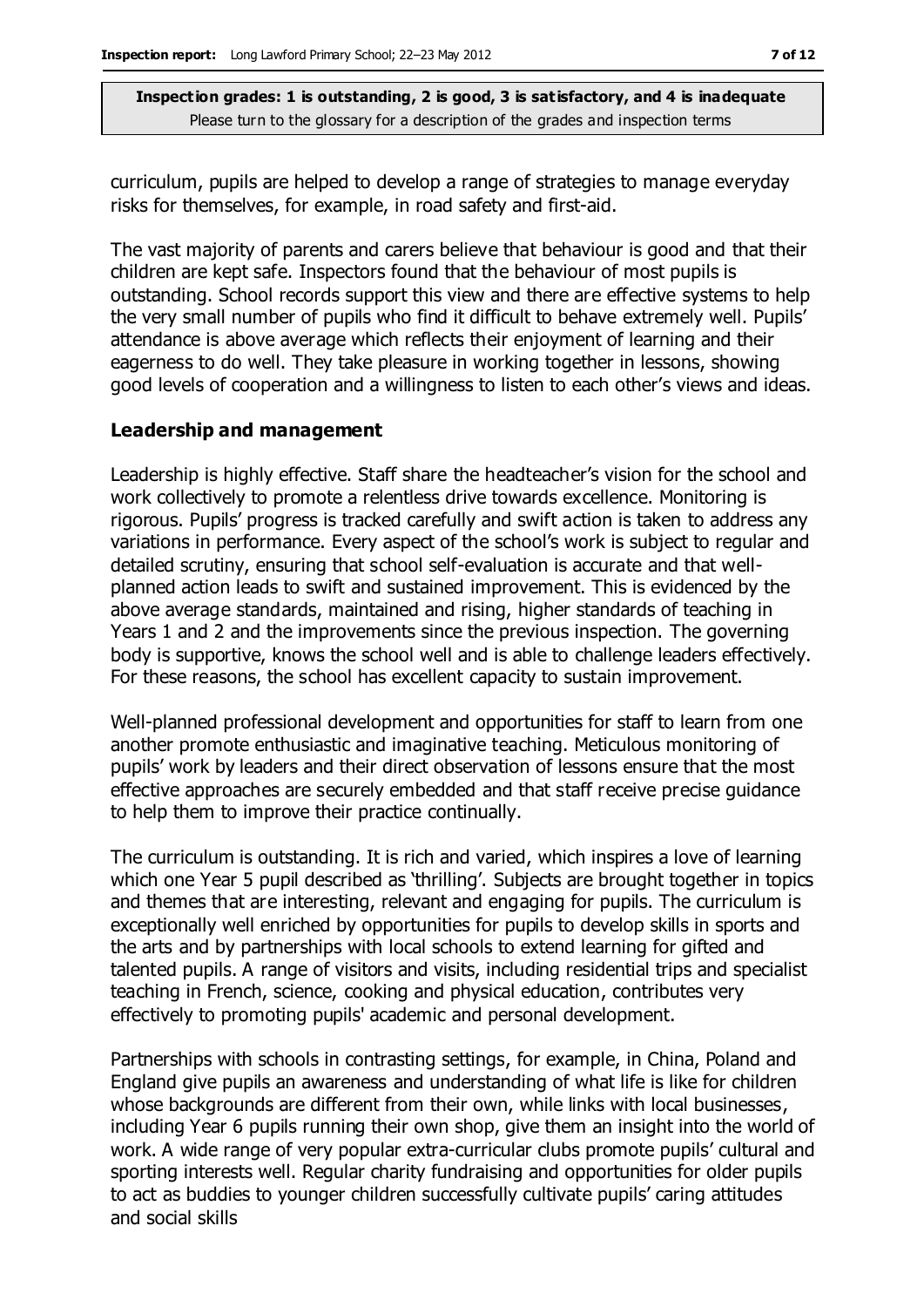curriculum, pupils are helped to develop a range of strategies to manage everyday risks for themselves, for example, in road safety and first-aid.

The vast majority of parents and carers believe that behaviour is good and that their children are kept safe. Inspectors found that the behaviour of most pupils is outstanding. School records support this view and there are effective systems to help the very small number of pupils who find it difficult to behave extremely well. Pupils' attendance is above average which reflects their enjoyment of learning and their eagerness to do well. They take pleasure in working together in lessons, showing good levels of cooperation and a willingness to listen to each other's views and ideas.

### Leadership and management

Leadership is highly effective. Staff share the headteacher's vision for the school and work collectively to promote a relentless drive towards excellence. Monitoring is rigorous. Pupils' progress is tracked carefully and swift action is taken to address any variations in performance. Every aspect of the school's work is subject to regular and detailed scrutiny, ensuring that school self-evaluation is accurate and that well-planned action leads to swift and sustained improvement. This is evidenced by the above average standards, maintained and rising, higher standards of teaching in Years 1 and 2 and the improvements since the previous inspection. The governing body is supportive, knows the school well and is able to challenge leaders effectively. For these reasons, the school has excellent capacity to sustain improvement.

Well-planned professional development and opportunities for staff to learn from one another promote enthusiastic and imaginative teaching. Meticulous monitoring of pupils' work by leaders and their direct observation of lessons ensure that the most effective approaches are securely embedded and that staff receive precise guidance to help them to improve their practice continually.

The curriculum is outstanding. It is rich and varied, which inspires a love of learning which one Year 5 pupil described as 'thrilling'. Subjects are brought together in topics and themes that are interesting, relevant and engaging for pupils. The curriculum is exceptionally well enriched by opportunities for pupils to develop skills in sports and the arts and by partnerships with local schools to extend learning for gifted and talented pupils. A range of visitors and visits, including residential trips and specialist teaching in French, science, cooking and physical education, contributes very effectively to promoting pupils' academic and personal development.

Partnerships with schools in contrasting settings, for example, in China, Poland and England give pupils an awareness and understanding of what life is like for children whose backgrounds are different from their own, while links with local businesses, including Year 6 pupils running their own shop, give them an insight into the world of work. A wide range of very popular extra-curricular clubs promote pupils' cultural and sporting interests well. Regular charity fundraising and opportunities for older pupils to act as buddies to younger children successfully cultivate pupils' caring attitudes and social skills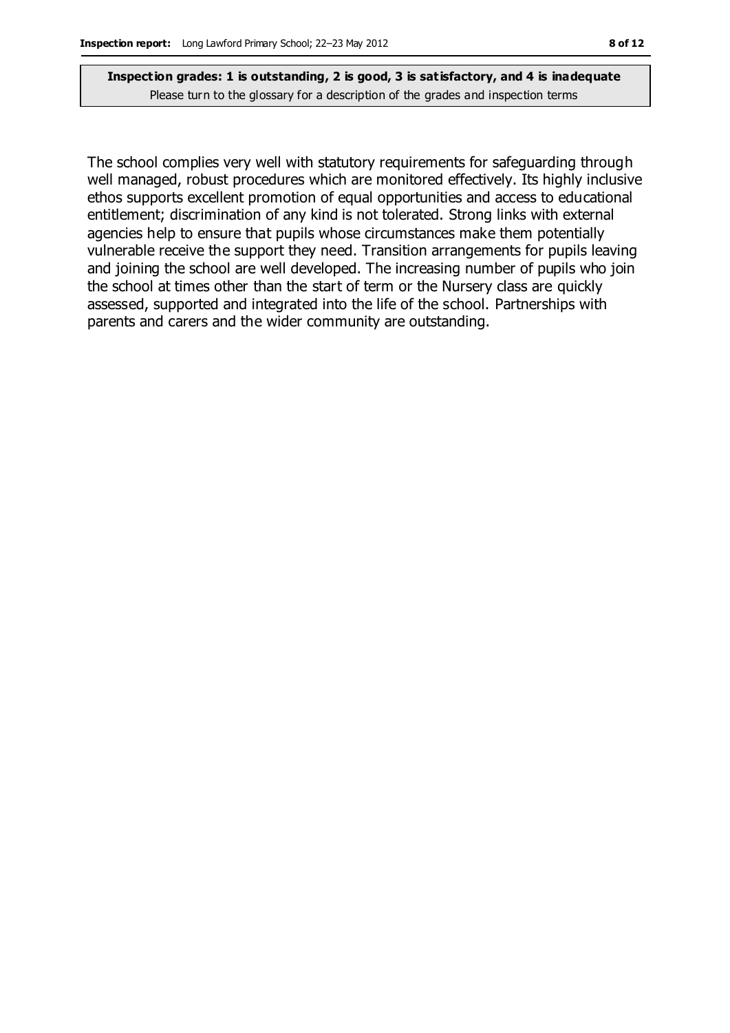**Inspection grades: 1 is outstanding, 2 is good, 3 is satisfactory, and 4 is inadequate**
Please turn to the glossary for a description of the grades and inspection terms

The school complies very well with statutory requirements for safeguarding through well managed, robust procedures which are monitored effectively. Its highly inclusive ethos supports excellent promotion of equal opportunities and access to educational entitlement; discrimination of any kind is not tolerated. Strong links with external agencies help to ensure that pupils whose circumstances make them potentially vulnerable receive the support they need. Transition arrangements for pupils leaving and joining the school are well developed. The increasing number of pupils who join the school at times other than the start of term or the Nursery class are quickly assessed, supported and integrated into the life of the school. Partnerships with parents and carers and the wider community are outstanding.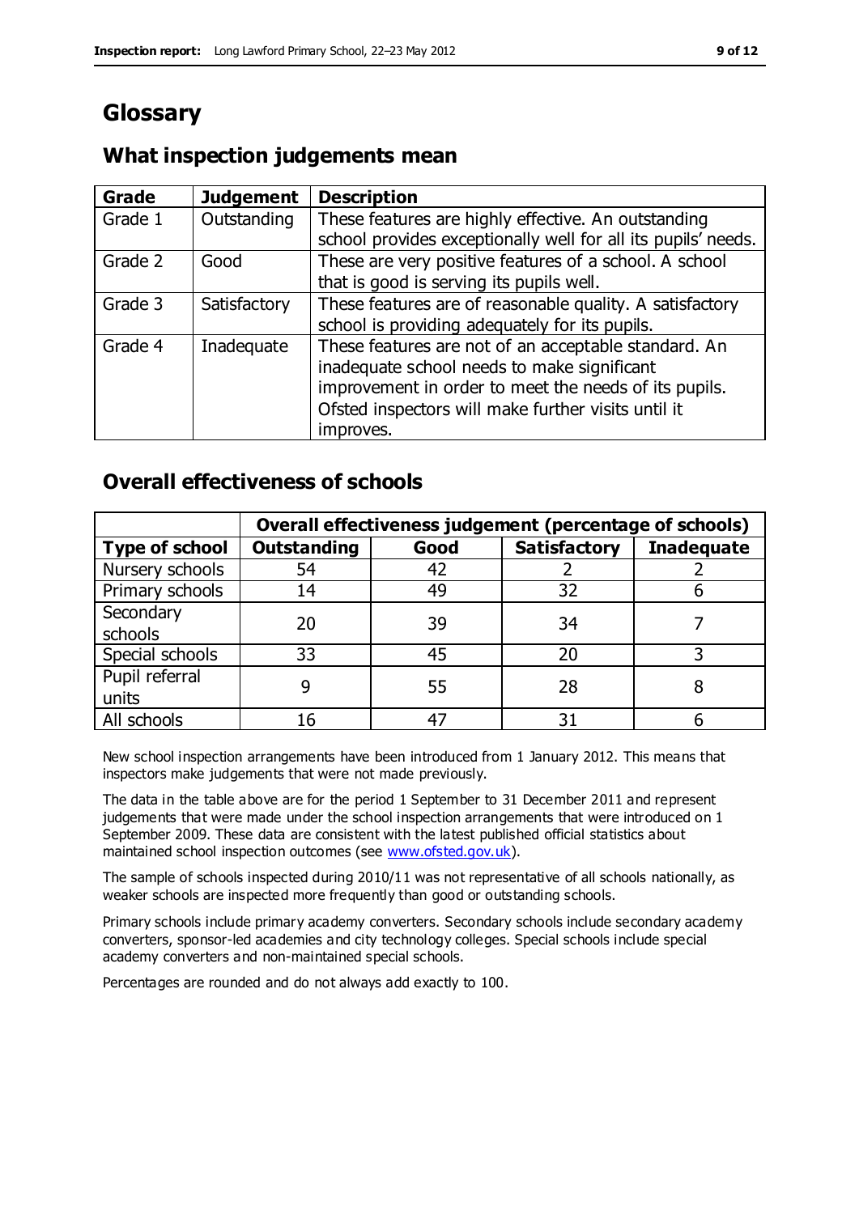# Glossary

## What inspection judgements mean

| Grade | Judgement | Description |
|---|---|---|
| Grade 1 | Outstanding | These features are highly effective. An outstanding school provides exceptionally well for all its pupils' needs. |
| Grade 2 | Good | These are very positive features of a school. A school that is good is serving its pupils well. |
| Grade 3 | Satisfactory | These features are of reasonable quality. A satisfactory school is providing adequately for its pupils. |
| Grade 4 | Inadequate | These features are not of an acceptable standard. An inadequate school needs to make significant improvement in order to meet the needs of its pupils. Ofsted inspectors will make further visits until it improves. |

## Overall effectiveness of schools

| | Overall effectiveness judgement (percentage of schools) | | | |
|---|---|---|---|---|
| **Type of school** | **Outstanding** | **Good** | **Satisfactory** | **Inadequate** |
| Nursery schools | 54 | 42 | 2 | 2 |
| Primary schools | 14 | 49 | 32 | 6 |
| Secondary schools | 20 | 39 | 34 | 7 |
| Special schools | 33 | 45 | 20 | 3 |
| Pupil referral units | 9 | 55 | 28 | 8 |
| All schools | 16 | 47 | 31 | 6 |

New school inspection arrangements have been introduced from 1 January 2012. This means that inspectors make judgements that were not made previously.

The data in the table above are for the period 1 September to 31 December 2011 and represent judgements that were made under the school inspection arrangements that were introduced on 1 September 2009. These data are consistent with the latest published official statistics about maintained school inspection outcomes (see www.ofsted.gov.uk).

The sample of schools inspected during 2010/11 was not representative of all schools nationally, as weaker schools are inspected more frequently than good or outstanding schools.

Primary schools include primary academy converters. Secondary schools include secondary academy converters, sponsor-led academies and city technology colleges. Special schools include special academy converters and non-maintained special schools.

Percentages are rounded and do not always add exactly to 100.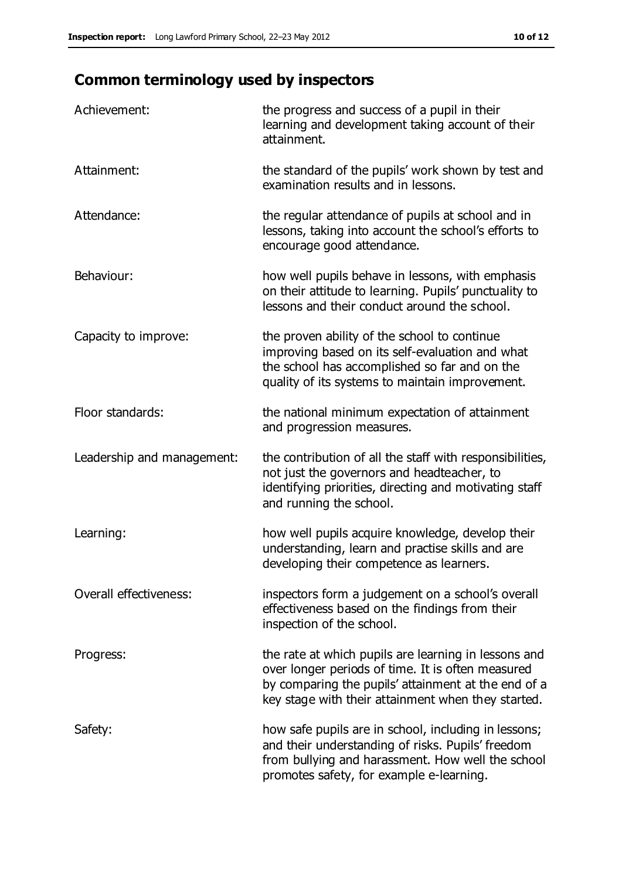## Common terminology used by inspectors

| | |
|---|---|
| Achievement: | the progress and success of a pupil in their learning and development taking account of their attainment. |
| Attainment: | the standard of the pupils' work shown by test and examination results and in lessons. |
| Attendance: | the regular attendance of pupils at school and in lessons, taking into account the school's efforts to encourage good attendance. |
| Behaviour: | how well pupils behave in lessons, with emphasis on their attitude to learning. Pupils' punctuality to lessons and their conduct around the school. |
| Capacity to improve: | the proven ability of the school to continue improving based on its self-evaluation and what the school has accomplished so far and on the quality of its systems to maintain improvement. |
| Floor standards: | the national minimum expectation of attainment and progression measures. |
| Leadership and management: | the contribution of all the staff with responsibilities, not just the governors and headteacher, to identifying priorities, directing and motivating staff and running the school. |
| Learning: | how well pupils acquire knowledge, develop their understanding, learn and practise skills and are developing their competence as learners. |
| Overall effectiveness: | inspectors form a judgement on a school's overall effectiveness based on the findings from their inspection of the school. |
| Progress: | the rate at which pupils are learning in lessons and over longer periods of time. It is often measured by comparing the pupils' attainment at the end of a key stage with their attainment when they started. |
| Safety: | how safe pupils are in school, including in lessons; and their understanding of risks. Pupils' freedom from bullying and harassment. How well the school promotes safety, for example e-learning. |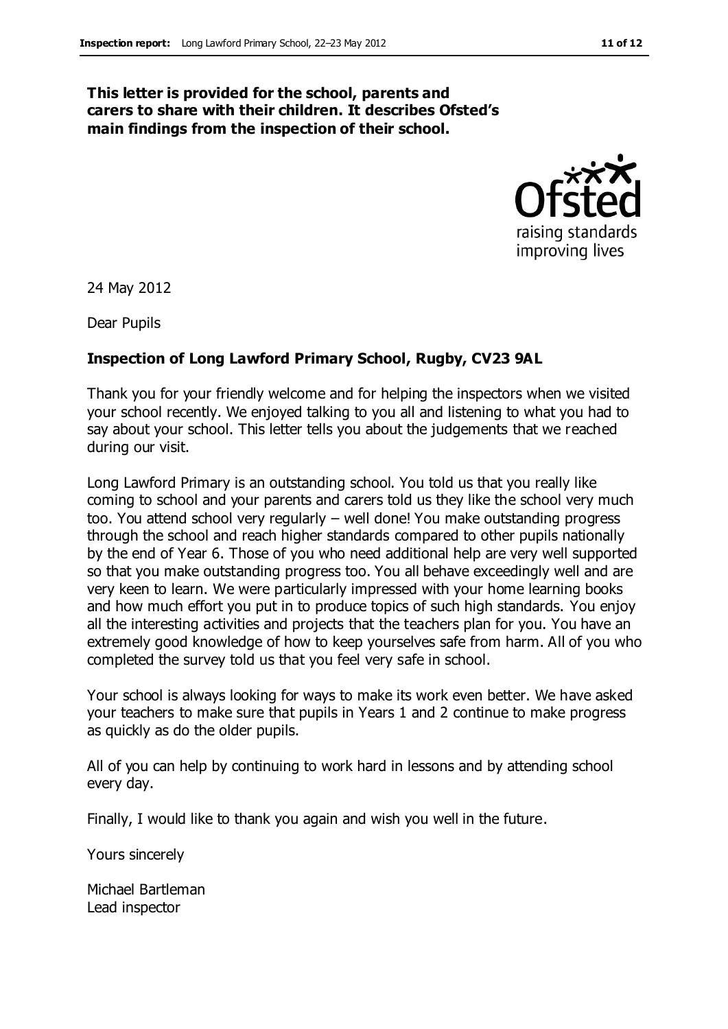**This letter is provided for the school, parents and carers to share with their children. It describes Ofsted's main findings from the inspection of their school.**

24 May 2012

Dear Pupils

**Inspection of Long Lawford Primary School, Rugby, CV23 9AL**

Thank you for your friendly welcome and for helping the inspectors when we visited your school recently. We enjoyed talking to you all and listening to what you had to say about your school. This letter tells you about the judgements that we reached during our visit.

Long Lawford Primary is an outstanding school. You told us that you really like coming to school and your parents and carers told us they like the school very much too. You attend school very regularly – well done! You make outstanding progress through the school and reach higher standards compared to other pupils nationally by the end of Year 6. Those of you who need additional help are very well supported so that you make outstanding progress too. You all behave exceedingly well and are very keen to learn. We were particularly impressed with your home learning books and how much effort you put in to produce topics of such high standards. You enjoy all the interesting activities and projects that the teachers plan for you. You have an extremely good knowledge of how to keep yourselves safe from harm. All of you who completed the survey told us that you feel very safe in school.

Your school is always looking for ways to make its work even better. We have asked your teachers to make sure that pupils in Years 1 and 2 continue to make progress as quickly as do the older pupils.

All of you can help by continuing to work hard in lessons and by attending school every day.

Finally, I would like to thank you again and wish you well in the future.

Yours sincerely

Michael Bartleman
Lead inspector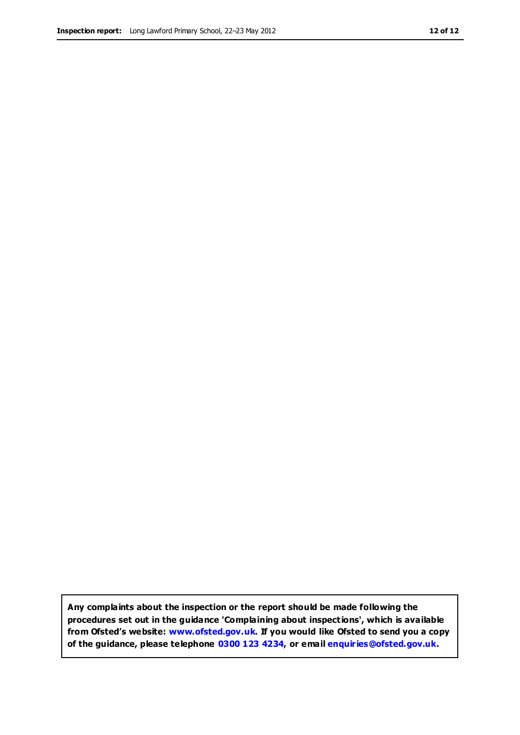**Any complaints about the inspection or the report should be made following the procedures set out in the guidance 'Complaining about inspections', which is available from Ofsted's website: www.ofsted.gov.uk. If you would like Ofsted to send you a copy of the guidance, please telephone 0300 123 4234, or email enquiries@ofsted.gov.uk.**